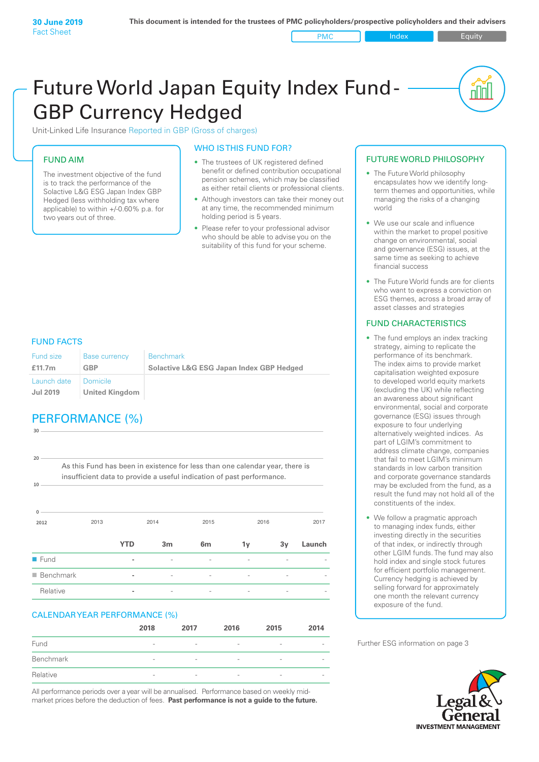30 June 2019
Fact Sheet

This document is intended for the trustees of PMC policyholders/prospective policyholders and their advisers

PMC | Index | Equity

# Future World Japan Equity Index Fund - GBP Currency Hedged

Unit-Linked Life Insurance Reported in GBP (Gross of charges)

## FUND AIM

The investment objective of the fund is to track the performance of the Solactive L&G ESG Japan Index GBP Hedged (less withholding tax where applicable) to within +/-0.60% p.a. for two years out of three.

## WHO IS THIS FUND FOR?

- The trustees of UK registered defined benefit or defined contribution occupational pension schemes, which may be classified as either retail clients or professional clients.
- Although investors can take their money out at any time, the recommended minimum holding period is 5 years.
- Please refer to your professional advisor who should be able to advise you on the suitability of this fund for your scheme.

## FUND FACTS

| Fund size | Base currency | Benchmark |
|---|---|---|
| **£11.7m** | **GBP** | **Solactive L&G ESG Japan Index GBP Hedged** |
| Launch date | Domicile | |
| **Jul 2019** | **United Kingdom** | |

## PERFORMANCE (%)

As this Fund has been in existence for less than one calendar year, there is insufficient data to provide a useful indication of past performance.

| | YTD | 3m | 6m | 1y | 3y | Launch |
|---|---|---|---|---|---|---|
| Fund | - | - | - | - | - | - |
| Benchmark | - | - | - | - | - | - |
| Relative | - | - | - | - | - | - |

## CALENDAR YEAR PERFORMANCE (%)

| | 2018 | 2017 | 2016 | 2015 | 2014 |
|---|---|---|---|---|---|
| Fund | - | - | - | - | - |
| Benchmark | - | - | - | - | - |
| Relative | - | - | - | - | - |

All performance periods over a year will be annualised. Performance based on weekly mid-market prices before the deduction of fees. **Past performance is not a guide to the future.**

## FUTURE WORLD PHILOSOPHY

- The Future World philosophy encapsulates how we identify long-term themes and opportunities, while managing the risks of a changing world
- We use our scale and influence within the market to propel positive change on environmental, social and governance (ESG) issues, at the same time as seeking to achieve financial success
- The Future World funds are for clients who want to express a conviction on ESG themes, across a broad array of asset classes and strategies

## FUND CHARACTERISTICS

- The fund employs an index tracking strategy, aiming to replicate the performance of its benchmark. The index aims to provide market capitalisation weighted exposure to developed world equity markets (excluding the UK) while reflecting an awareness about significant environmental, social and corporate governance (ESG) issues through exposure to four underlying alternatively weighted indices. As part of LGIM's commitment to address climate change, companies that fail to meet LGIM's minimum standards in low carbon transition and corporate governance standards may be excluded from the fund, as a result the fund may not hold all of the constituents of the index.
- We follow a pragmatic approach to managing index funds, either investing directly in the securities of that index, or indirectly through other LGIM funds. The fund may also hold index and single stock futures for efficient portfolio management. Currency hedging is achieved by selling forward for approximately one month the relevant currency exposure of the fund.

Further ESG information on page 3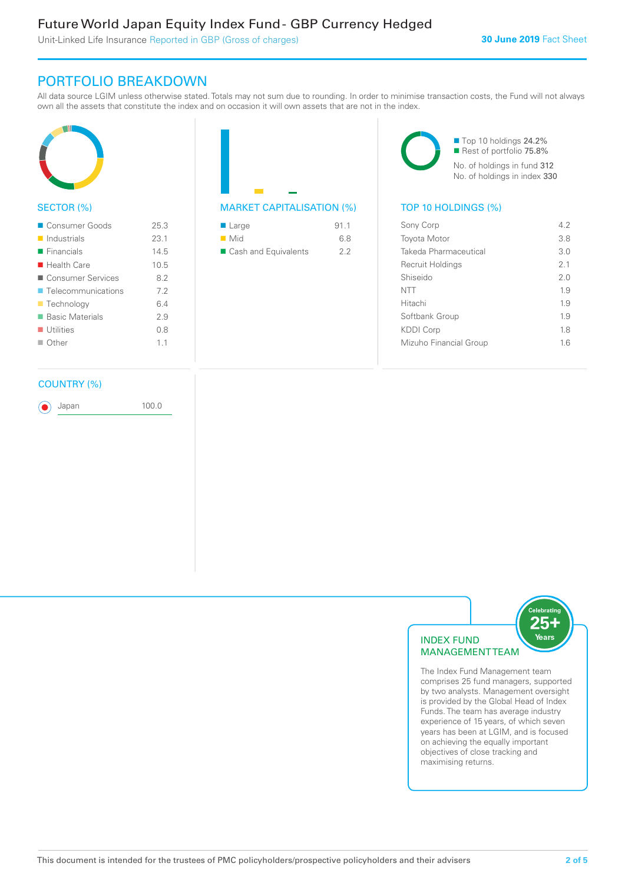# Future World Japan Equity Index Fund - GBP Currency Hedged

Unit-Linked Life Insurance Reported in GBP (Gross of charges)

**30 June 2019** Fact Sheet

## PORTFOLIO BREAKDOWN

All data source LGIM unless otherwise stated. Totals may not sum due to rounding. In order to minimise transaction costs, the Fund will not always own all the assets that constitute the index and on occasion it will own assets that are not in the index.

### SECTOR (%)

| Sector | % |
|---|---|
| Consumer Goods | 25.3 |
| Industrials | 23.1 |
| Financials | 14.5 |
| Health Care | 10.5 |
| Consumer Services | 8.2 |
| Telecommunications | 7.2 |
| Technology | 6.4 |
| Basic Materials | 2.9 |
| Utilities | 0.8 |
| Other | 1.1 |

### MARKET CAPITALISATION (%)

| Market Capitalisation | % |
|---|---|
| Large | 91.1 |
| Mid | 6.8 |
| Cash and Equivalents | 2.2 |

- Top 10 holdings 24.2%
- Rest of portfolio 75.8%

No. of holdings in fund 312
No. of holdings in index 330

### TOP 10 HOLDINGS (%)

| Holding | % |
|---|---|
| Sony Corp | 4.2 |
| Toyota Motor | 3.8 |
| Takeda Pharmaceutical | 3.0 |
| Recruit Holdings | 2.1 |
| Shiseido | 2.0 |
| NTT | 1.9 |
| Hitachi | 1.9 |
| Softbank Group | 1.9 |
| KDDI Corp | 1.8 |
| Mizuho Financial Group | 1.6 |

### COUNTRY (%)

| Country | % |
|---|---|
| Japan | 100.0 |

### INDEX FUND MANAGEMENT TEAM

Celebrating 25+ Years

The Index Fund Management team comprises 25 fund managers, supported by two analysts. Management oversight is provided by the Global Head of Index Funds. The team has average industry experience of 15 years, of which seven years has been at LGIM, and is focused on achieving the equally important objectives of close tracking and maximising returns.

This document is intended for the trustees of PMC policyholders/prospective policyholders and their advisers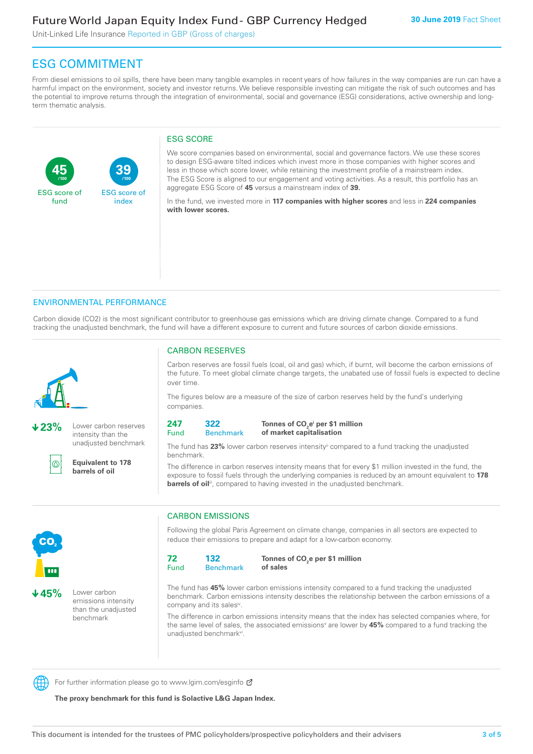# Future World Japan Equity Index Fund - GBP Currency Hedged

Unit-Linked Life Insurance Reported in GBP (Gross of charges)

**30 June 2019** Fact Sheet

## ESG COMMITMENT

From diesel emissions to oil spills, there have been many tangible examples in recent years of how failures in the way companies are run can have a harmful impact on the environment, society and investor returns. We believe responsible investing can mitigate the risk of such outcomes and has the potential to improve returns through the integration of environmental, social and governance (ESG) considerations, active ownership and long-term thematic analysis.

**45** /100 ESG score of fund

**39** /100 ESG score of index

### ESG SCORE

We score companies based on environmental, social and governance factors. We use these scores to design ESG-aware tilted indices which invest more in those companies with higher scores and less in those which score lower, while retaining the investment profile of a mainstream index. The ESG Score is aligned to our engagement and voting activities. As a result, this portfolio has an aggregate ESG Score of **45** versus a mainstream index of **39.**

In the fund, we invested more in **117 companies with higher scores** and less in **224 companies with lower scores.**

## ENVIRONMENTAL PERFORMANCE

Carbon dioxide (CO2) is the most significant contributor to greenhouse gas emissions which are driving climate change. Compared to a fund tracking the unadjusted benchmark, the fund will have a different exposure to current and future sources of carbon dioxide emissions.

### CARBON RESERVES

**↓23%** Lower carbon reserves intensity than the unadjusted benchmark

**Equivalent to 178 barrels of oil**

Carbon reserves are fossil fuels (coal, oil and gas) which, if burnt, will become the carbon emissions of the future. To meet global climate change targets, the unabated use of fossil fuels is expected to decline over time.

The figures below are a measure of the size of carbon reserves held by the fund's underlying companies.

| Fund | Benchmark | |
|---|---|---|
| **247** | **322** | **Tonnes of $CO_2e$[i] per $1 million of market capitalisation** |

The fund has **23%** lower carbon reserves intensity[ii] compared to a fund tracking the unadjusted benchmark.

The difference in carbon reserves intensity means that for every $1 million invested in the fund, the exposure to fossil fuels through the underlying companies is reduced by an amount equivalent to **178 barrels of oil**[iii], compared to having invested in the unadjusted benchmark.

### CARBON EMISSIONS

**↓45%** Lower carbon emissions intensity than the unadjusted benchmark

Following the global Paris Agreement on climate change, companies in all sectors are expected to reduce their emissions to prepare and adapt for a low-carbon economy.

| Fund | Benchmark | |
|---|---|---|
| **72** | **132** | **Tonnes of $CO_2e$ per $1 million of sales** |

The fund has **45%** lower carbon emissions intensity compared to a fund tracking the unadjusted benchmark. Carbon emissions intensity describes the relationship between the carbon emissions of a company and its sales[iv].

The difference in carbon emissions intensity means that the index has selected companies where, for the same level of sales, the associated emissions[v] are lower by **45%** compared to a fund tracking the unadjusted benchmark[vi].

For further information please go to www.lgim.com/esginfo

**The proxy benchmark for this fund is Solactive L&G Japan Index.**

This document is intended for the trustees of PMC policyholders/prospective policyholders and their advisers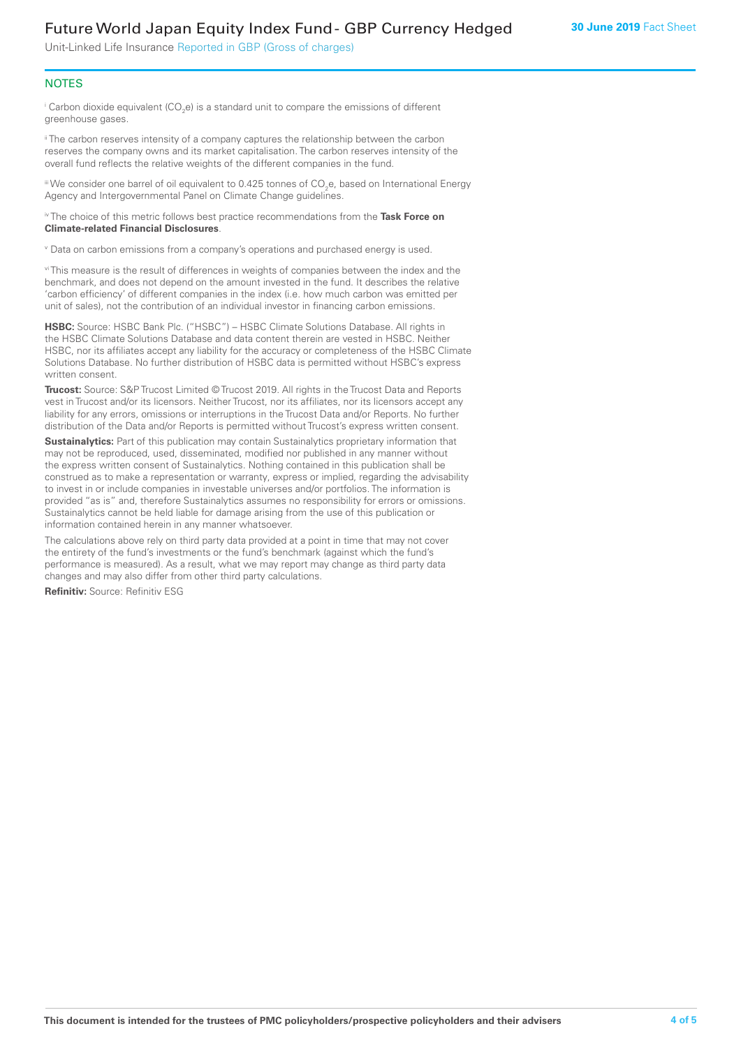## NOTES

[i] Carbon dioxide equivalent ($CO_2e$) is a standard unit to compare the emissions of different greenhouse gases.

[ii] The carbon reserves intensity of a company captures the relationship between the carbon reserves the company owns and its market capitalisation. The carbon reserves intensity of the overall fund reflects the relative weights of the different companies in the fund.

[iii] We consider one barrel of oil equivalent to 0.425 tonnes of $CO_2e$, based on International Energy Agency and Intergovernmental Panel on Climate Change guidelines.

[iv] The choice of this metric follows best practice recommendations from the **Task Force on Climate-related Financial Disclosures**.

[v] Data on carbon emissions from a company's operations and purchased energy is used.

[vi] This measure is the result of differences in weights of companies between the index and the benchmark, and does not depend on the amount invested in the fund. It describes the relative 'carbon efficiency' of different companies in the index (i.e. how much carbon was emitted per unit of sales), not the contribution of an individual investor in financing carbon emissions.

**HSBC:** Source: HSBC Bank Plc. ("HSBC") – HSBC Climate Solutions Database. All rights in the HSBC Climate Solutions Database and data content therein are vested in HSBC. Neither HSBC, nor its affiliates accept any liability for the accuracy or completeness of the HSBC Climate Solutions Database. No further distribution of HSBC data is permitted without HSBC's express written consent.

**Trucost:** Source: S&P Trucost Limited © Trucost 2019. All rights in the Trucost Data and Reports vest in Trucost and/or its licensors. Neither Trucost, nor its affiliates, nor its licensors accept any liability for any errors, omissions or interruptions in the Trucost Data and/or Reports. No further distribution of the Data and/or Reports is permitted without Trucost's express written consent.

**Sustainalytics:** Part of this publication may contain Sustainalytics proprietary information that may not be reproduced, used, disseminated, modified nor published in any manner without the express written consent of Sustainalytics. Nothing contained in this publication shall be construed as to make a representation or warranty, express or implied, regarding the advisability to invest in or include companies in investable universes and/or portfolios. The information is provided "as is" and, therefore Sustainalytics assumes no responsibility for errors or omissions. Sustainalytics cannot be held liable for damage arising from the use of this publication or information contained herein in any manner whatsoever.

The calculations above rely on third party data provided at a point in time that may not cover the entirety of the fund's investments or the fund's benchmark (against which the fund's performance is measured). As a result, what we may report may change as third party data changes and may also differ from other third party calculations.

**Refinitiv:** Source: Refinitiv ESG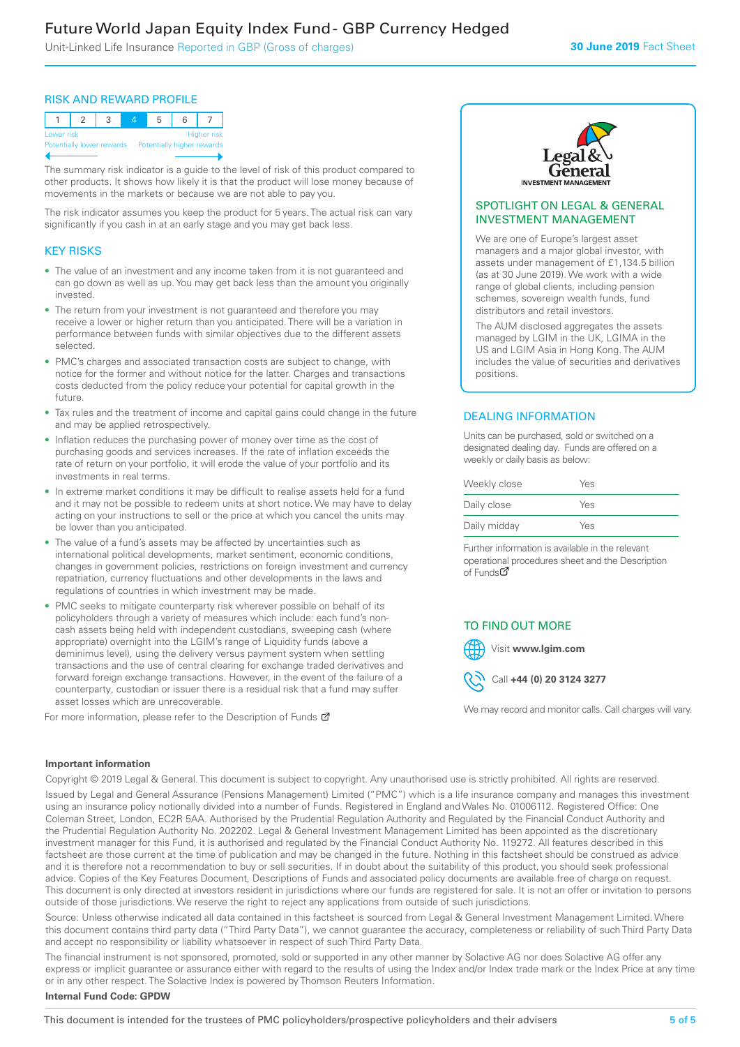# Future World Japan Equity Index Fund - GBP Currency Hedged

Unit-Linked Life Insurance Reported in GBP (Gross of charges)

**30 June 2019** Fact Sheet

## RISK AND REWARD PROFILE

| 1 | 2 | 3 | 4 | 5 | 6 | 7 |
|---|---|---|---|---|---|---|

Lower risk — Higher risk

Potentially lower rewards — Potentially higher rewards

The summary risk indicator is a guide to the level of risk of this product compared to other products. It shows how likely it is that the product will lose money because of movements in the markets or because we are not able to pay you.

The risk indicator assumes you keep the product for 5 years. The actual risk can vary significantly if you cash in at an early stage and you may get back less.

## KEY RISKS

- The value of an investment and any income taken from it is not guaranteed and can go down as well as up. You may get back less than the amount you originally invested.
- The return from your investment is not guaranteed and therefore you may receive a lower or higher return than you anticipated. There will be a variation in performance between funds with similar objectives due to the different assets selected.
- PMC's charges and associated transaction costs are subject to change, with notice for the former and without notice for the latter. Charges and transactions costs deducted from the policy reduce your potential for capital growth in the future.
- Tax rules and the treatment of income and capital gains could change in the future and may be applied retrospectively.
- Inflation reduces the purchasing power of money over time as the cost of purchasing goods and services increases. If the rate of inflation exceeds the rate of return on your portfolio, it will erode the value of your portfolio and its investments in real terms.
- In extreme market conditions it may be difficult to realise assets held for a fund and it may not be possible to redeem units at short notice. We may have to delay acting on your instructions to sell or the price at which you cancel the units may be lower than you anticipated.
- The value of a fund's assets may be affected by uncertainties such as international political developments, market sentiment, economic conditions, changes in government policies, restrictions on foreign investment and currency repatriation, currency fluctuations and other developments in the laws and regulations of countries in which investment may be made.
- PMC seeks to mitigate counterparty risk wherever possible on behalf of its policyholders through a variety of measures which include: each fund's non-cash assets being held with independent custodians, sweeping cash (where appropriate) overnight into the LGIM's range of Liquidity funds (above a deminimus level), using the delivery versus payment system when settling transactions and the use of central clearing for exchange traded derivatives and forward foreign exchange transactions. However, in the event of the failure of a counterparty, custodian or issuer there is a residual risk that a fund may suffer asset losses which are unrecoverable.

For more information, please refer to the Description of Funds

## SPOTLIGHT ON LEGAL & GENERAL INVESTMENT MANAGEMENT

We are one of Europe's largest asset managers and a major global investor, with assets under management of £1,134.5 billion (as at 30 June 2019). We work with a wide range of global clients, including pension schemes, sovereign wealth funds, fund distributors and retail investors.

The AUM disclosed aggregates the assets managed by LGIM in the UK, LGIMA in the US and LGIM Asia in Hong Kong. The AUM includes the value of securities and derivatives positions.

## DEALING INFORMATION

Units can be purchased, sold or switched on a designated dealing day. Funds are offered on a weekly or daily basis as below:

| | |
|---|---|
| Weekly close | Yes |
| Daily close | Yes |
| Daily midday | Yes |

Further information is available in the relevant operational procedures sheet and the Description of Funds

## TO FIND OUT MORE

Visit **www.lgim.com**

Call **+44 (0) 20 3124 3277**

We may record and monitor calls. Call charges will vary.

**Important information**

Copyright © 2019 Legal & General. This document is subject to copyright. Any unauthorised use is strictly prohibited. All rights are reserved.

Issued by Legal and General Assurance (Pensions Management) Limited ("PMC") which is a life insurance company and manages this investment using an insurance policy notionally divided into a number of Funds. Registered in England and Wales No. 01006112. Registered Office: One Coleman Street, London, EC2R 5AA. Authorised by the Prudential Regulation Authority and Regulated by the Financial Conduct Authority and the Prudential Regulation Authority No. 202202. Legal & General Investment Management Limited has been appointed as the discretionary investment manager for this Fund, it is authorised and regulated by the Financial Conduct Authority No. 119272. All features described in this factsheet are those current at the time of publication and may be changed in the future. Nothing in this factsheet should be construed as advice and it is therefore not a recommendation to buy or sell securities. If in doubt about the suitability of this product, you should seek professional advice. Copies of the Key Features Document, Descriptions of Funds and associated policy documents are available free of charge on request. This document is only directed at investors resident in jurisdictions where our funds are registered for sale. It is not an offer or invitation to persons outside of those jurisdictions. We reserve the right to reject any applications from outside of such jurisdictions.

Source: Unless otherwise indicated all data contained in this factsheet is sourced from Legal & General Investment Management Limited. Where this document contains third party data ("Third Party Data"), we cannot guarantee the accuracy, completeness or reliability of such Third Party Data and accept no responsibility or liability whatsoever in respect of such Third Party Data.

The financial instrument is not sponsored, promoted, sold or supported in any other manner by Solactive AG nor does Solactive AG offer any express or implicit guarantee or assurance either with regard to the results of using the Index and/or Index trade mark or the Index Price at any time or in any other respect. The Solactive Index is powered by Thomson Reuters Information.

**Internal Fund Code: GPDW**

This document is intended for the trustees of PMC policyholders/prospective policyholders and their advisers